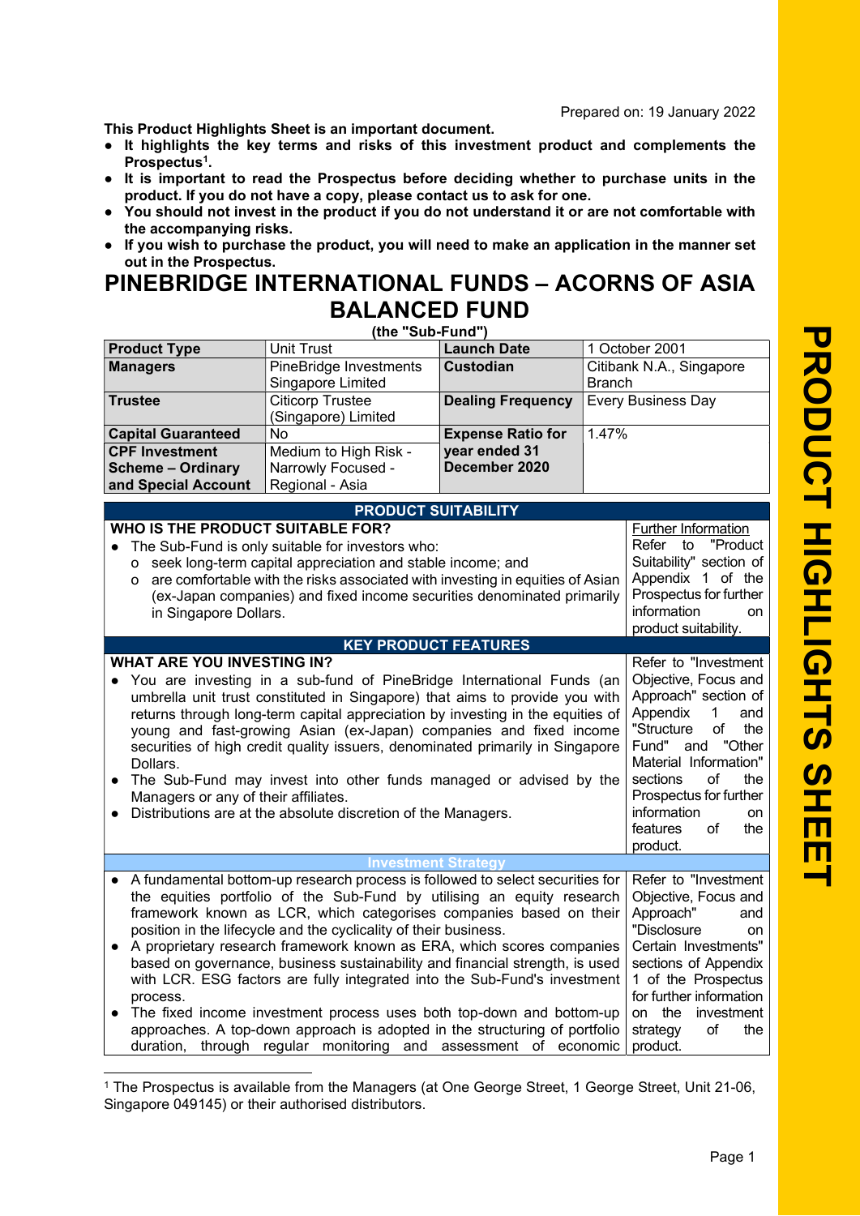Prepared on: 19 January 2022

**This Product Highlights Sheet is an important document.**

- **It highlights the key terms and risks of this investment product and complements the Prospectus[1].**
- **It is important to read the Prospectus before deciding whether to purchase units in the product. If you do not have a copy, please contact us to ask for one.**
- **You should not invest in the product if you do not understand it or are not comfortable with the accompanying risks.**
- **If you wish to purchase the product, you will need to make an application in the manner set out in the Prospectus.**

# PINEBRIDGE INTERNATIONAL FUNDS – ACORNS OF ASIA BALANCED FUND

**(the "Sub-Fund")**

| **Product Type** | Unit Trust | **Launch Date** | 1 October 2001 |
|---|---|---|---|
| **Managers** | PineBridge Investments Singapore Limited | **Custodian** | Citibank N.A., Singapore Branch |
| **Trustee** | Citicorp Trustee (Singapore) Limited | **Dealing Frequency** | Every Business Day |
| **Capital Guaranteed** | No | **Expense Ratio for year ended 31 December 2020** | 1.47% |
| **CPF Investment Scheme – Ordinary and Special Account** | Medium to High Risk - Narrowly Focused - Regional - Asia | | |

## PRODUCT SUITABILITY

| **WHO IS THE PRODUCT SUITABLE FOR?** | Further Information |
|---|---|
| • The Sub-Fund is only suitable for investors who:<br>o seek long-term capital appreciation and stable income; and<br>o are comfortable with the risks associated with investing in equities of Asian (ex-Japan companies) and fixed income securities denominated primarily in Singapore Dollars. | Refer to "Product Suitability" section of Appendix 1 of the Prospectus for further information on product suitability. |

## KEY PRODUCT FEATURES

| **WHAT ARE YOU INVESTING IN?** | |
|---|---|
| • You are investing in a sub-fund of PineBridge International Funds (an umbrella unit trust constituted in Singapore) that aims to provide you with returns through long-term capital appreciation by investing in the equities of young and fast-growing Asian (ex-Japan) companies and fixed income securities of high credit quality issuers, denominated primarily in Singapore Dollars.<br>• The Sub-Fund may invest into other funds managed or advised by the Managers or any of their affiliates.<br>• Distributions are at the absolute discretion of the Managers. | Refer to "Investment Objective, Focus and Approach" section of Appendix 1 and "Structure of the Fund" and "Other Material Information" sections of the Prospectus for further information on features of the product. |

### Investment Strategy

| | |
|---|---|
| • A fundamental bottom-up research process is followed to select securities for the equities portfolio of the Sub-Fund by utilising an equity research framework known as LCR, which categorises companies based on their position in the lifecycle and the cyclicality of their business.<br>• A proprietary research framework known as ERA, which scores companies based on governance, business sustainability and financial strength, is used with LCR. ESG factors are fully integrated into the Sub-Fund's investment process.<br>• The fixed income investment process uses both top-down and bottom-up approaches. A top-down approach is adopted in the structuring of portfolio duration, through regular monitoring and assessment of economic | Refer to "Investment Objective, Focus and Approach" and "Disclosure on Certain Investments" sections of Appendix 1 of the Prospectus for further information on the investment strategy of the product. |

[1] The Prospectus is available from the Managers (at One George Street, 1 George Street, Unit 21-06, Singapore 049145) or their authorised distributors.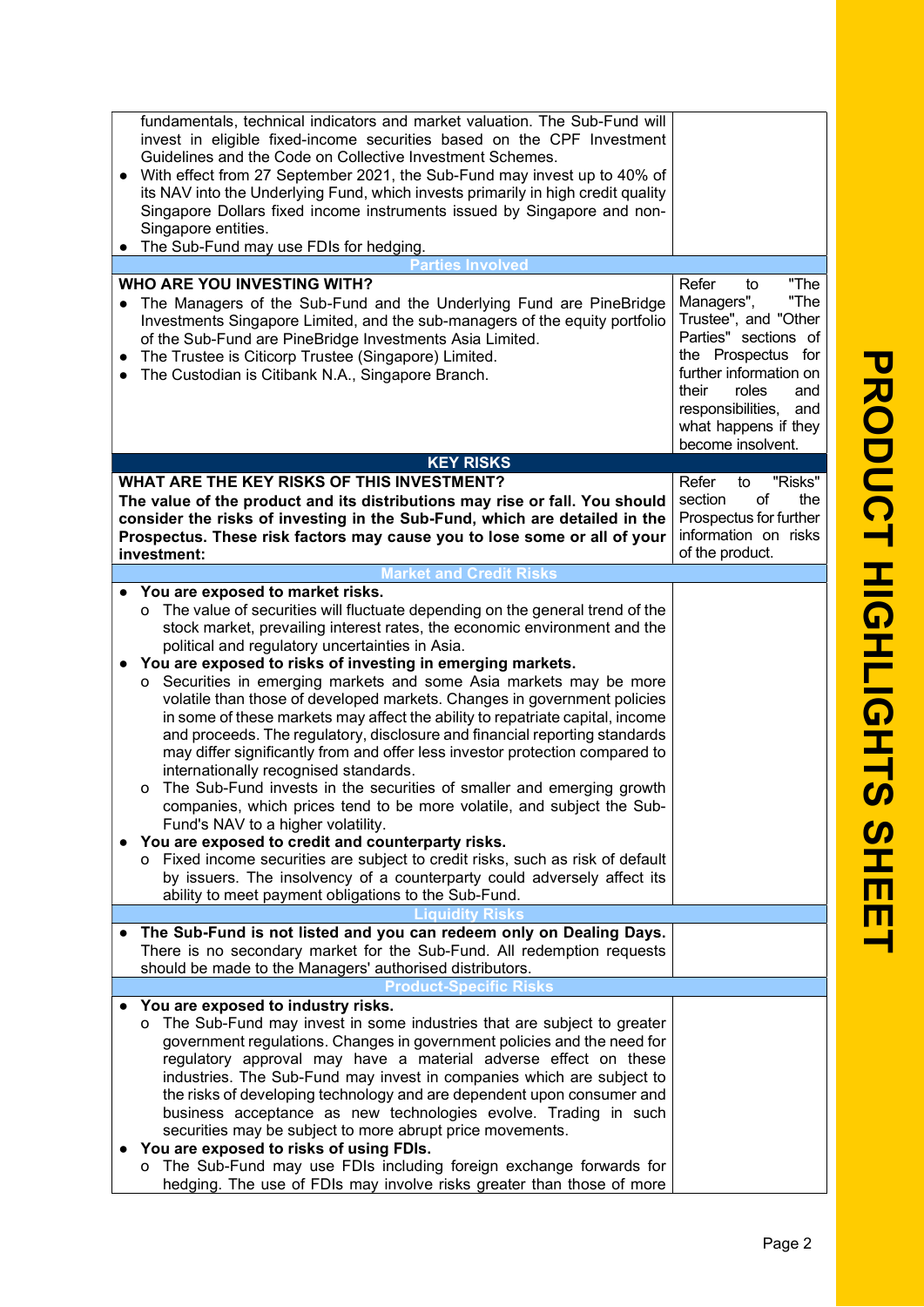| | |
|---|---|
| fundamentals, technical indicators and market valuation. The Sub-Fund will invest in eligible fixed-income securities based on the CPF Investment Guidelines and the Code on Collective Investment Schemes.<br>● With effect from 27 September 2021, the Sub-Fund may invest up to 40% of its NAV into the Underlying Fund, which invests primarily in high credit quality Singapore Dollars fixed income instruments issued by Singapore and non-Singapore entities.<br>● The Sub-Fund may use FDIs for hedging. | |

**Parties Involved**

| | |
|---|---|
| **WHO ARE YOU INVESTING WITH?**<br>● The Managers of the Sub-Fund and the Underlying Fund are PineBridge Investments Singapore Limited, and the sub-managers of the equity portfolio of the Sub-Fund are PineBridge Investments Asia Limited.<br>● The Trustee is Citicorp Trustee (Singapore) Limited.<br>● The Custodian is Citibank N.A., Singapore Branch. | Refer to "The Managers", "The Trustee", and "Other Parties" sections of the Prospectus for further information on their roles and responsibilities, and what happens if they become insolvent. |

## KEY RISKS

| | |
|---|---|
| **WHAT ARE THE KEY RISKS OF THIS INVESTMENT?**<br>**The value of the product and its distributions may rise or fall. You should consider the risks of investing in the Sub-Fund, which are detailed in the Prospectus. These risk factors may cause you to lose some or all of your investment:** | Refer to "Risks" section of the Prospectus for further information on risks of the product. |

**Market and Credit Risks**

- **You are exposed to market risks.**
  - The value of securities will fluctuate depending on the general trend of the stock market, prevailing interest rates, the economic environment and the political and regulatory uncertainties in Asia.
- **You are exposed to risks of investing in emerging markets.**
  - Securities in emerging markets and some Asia markets may be more volatile than those of developed markets. Changes in government policies in some of these markets may affect the ability to repatriate capital, income and proceeds. The regulatory, disclosure and financial reporting standards may differ significantly from and offer less investor protection compared to internationally recognised standards.
  - The Sub-Fund invests in the securities of smaller and emerging growth companies, which prices tend to be more volatile, and subject the Sub-Fund's NAV to a higher volatility.
- **You are exposed to credit and counterparty risks.**
  - Fixed income securities are subject to credit risks, such as risk of default by issuers. The insolvency of a counterparty could adversely affect its ability to meet payment obligations to the Sub-Fund.

**Liquidity Risks**

- **The Sub-Fund is not listed and you can redeem only on Dealing Days.** There is no secondary market for the Sub-Fund. All redemption requests should be made to the Managers' authorised distributors.

**Product-Specific Risks**

- **You are exposed to industry risks.**
  - The Sub-Fund may invest in some industries that are subject to greater government regulations. Changes in government policies and the need for regulatory approval may have a material adverse effect on these industries. The Sub-Fund may invest in companies which are subject to the risks of developing technology and are dependent upon consumer and business acceptance as new technologies evolve. Trading in such securities may be subject to more abrupt price movements.
- **You are exposed to risks of using FDIs.**
  - The Sub-Fund may use FDIs including foreign exchange forwards for hedging. The use of FDIs may involve risks greater than those of more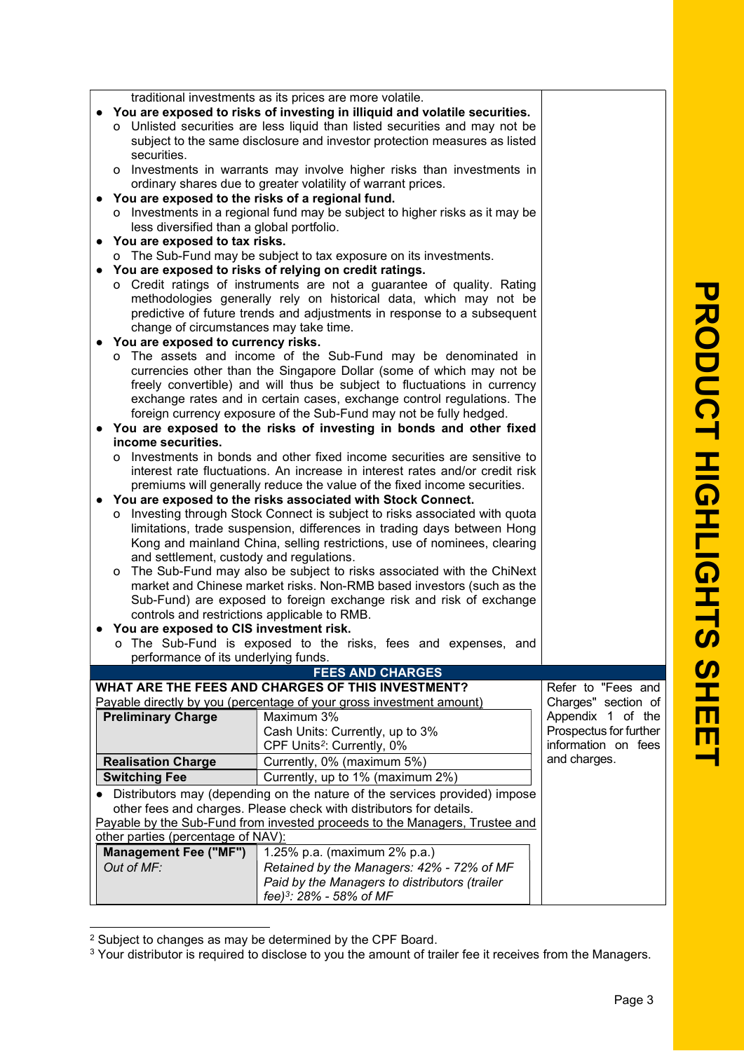traditional investments as its prices are more volatile.

- **You are exposed to risks of investing in illiquid and volatile securities.**
  - Unlisted securities are less liquid than listed securities and may not be subject to the same disclosure and investor protection measures as listed securities.
  - Investments in warrants may involve higher risks than investments in ordinary shares due to greater volatility of warrant prices.
- **You are exposed to the risks of a regional fund.**
  - Investments in a regional fund may be subject to higher risks as it may be less diversified than a global portfolio.
- **You are exposed to tax risks.**
  - The Sub-Fund may be subject to tax exposure on its investments.
- **You are exposed to risks of relying on credit ratings.**
  - Credit ratings of instruments are not a guarantee of quality. Rating methodologies generally rely on historical data, which may not be predictive of future trends and adjustments in response to a subsequent change of circumstances may take time.
- **You are exposed to currency risks.**
  - The assets and income of the Sub-Fund may be denominated in currencies other than the Singapore Dollar (some of which may not be freely convertible) and will thus be subject to fluctuations in currency exchange rates and in certain cases, exchange control regulations. The foreign currency exposure of the Sub-Fund may not be fully hedged.
- **You are exposed to the risks of investing in bonds and other fixed income securities.**
  - Investments in bonds and other fixed income securities are sensitive to interest rate fluctuations. An increase in interest rates and/or credit risk premiums will generally reduce the value of the fixed income securities.
- **You are exposed to the risks associated with Stock Connect.**
  - Investing through Stock Connect is subject to risks associated with quota limitations, trade suspension, differences in trading days between Hong Kong and mainland China, selling restrictions, use of nominees, clearing and settlement, custody and regulations.
  - The Sub-Fund may also be subject to risks associated with the ChiNext market and Chinese market risks. Non-RMB based investors (such as the Sub-Fund) are exposed to foreign exchange risk and risk of exchange controls and restrictions applicable to RMB.
- **You are exposed to CIS investment risk.**
  - The Sub-Fund is exposed to the risks, fees and expenses, and performance of its underlying funds.

## FEES AND CHARGES

**WHAT ARE THE FEES AND CHARGES OF THIS INVESTMENT?**

Refer to "Fees and Charges" section of Appendix 1 of the Prospectus for further information on fees and charges.

Payable directly by you (percentage of your gross investment amount)

| | |
|---|---|
| **Preliminary Charge** | Maximum 3%<br>Cash Units: Currently, up to 3%<br>CPF Units[2]: Currently, 0% |
| **Realisation Charge** | Currently, 0% (maximum 5%) |
| **Switching Fee** | Currently, up to 1% (maximum 2%) |

- Distributors may (depending on the nature of the services provided) impose other fees and charges. Please check with distributors for details.

Payable by the Sub-Fund from invested proceeds to the Managers, Trustee and other parties (percentage of NAV):

| | |
|---|---|
| **Management Fee ("MF")**<br>*Out of MF:* | 1.25% p.a. (maximum 2% p.a.)<br>*Retained by the Managers: 42% - 72% of MF*<br>*Paid by the Managers to distributors (trailer fee)[3]: 28% - 58% of MF* |

[2] Subject to changes as may be determined by the CPF Board.

[3] Your distributor is required to disclose to you the amount of trailer fee it receives from the Managers.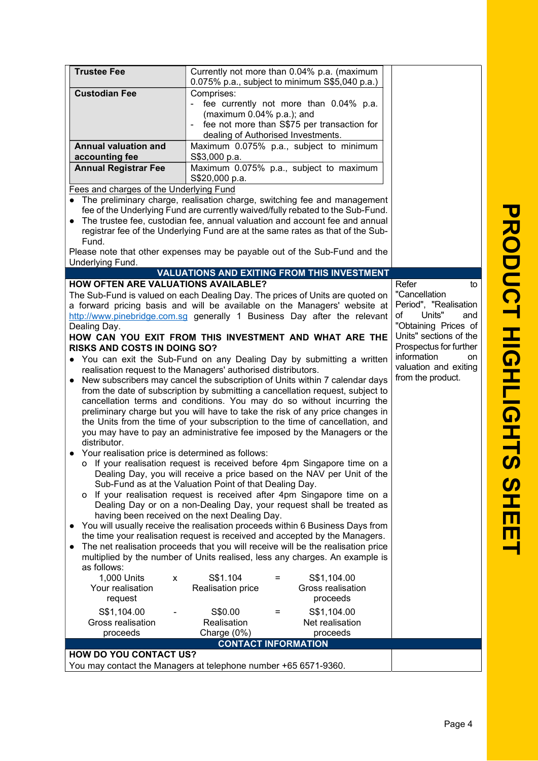| Trustee Fee | Currently not more than 0.04% p.a. (maximum 0.075% p.a., subject to minimum S$5,040 p.a.) |
| --- | --- |
| **Custodian Fee** | Comprises:<br>- fee currently not more than 0.04% p.a. (maximum 0.04% p.a.); and<br>- fee not more than S$75 per transaction for dealing of Authorised Investments. |
| **Annual valuation and accounting fee** | Maximum 0.075% p.a., subject to minimum S$3,000 p.a. |
| **Annual Registrar Fee** | Maximum 0.075% p.a., subject to maximum S$20,000 p.a. |

Fees and charges of the Underlying Fund

- The preliminary charge, realisation charge, switching fee and management fee of the Underlying Fund are currently waived/fully rebated to the Sub-Fund.
- The trustee fee, custodian fee, annual valuation and account fee and annual registrar fee of the Underlying Fund are at the same rates as that of the Sub-Fund.

Please note that other expenses may be payable out of the Sub-Fund and the Underlying Fund.

## VALUATIONS AND EXITING FROM THIS INVESTMENT

Refer to "Cancellation Period", "Realisation of Units" and "Obtaining Prices of Units" sections of the Prospectus for further information on valuation and exiting from the product.

**HOW OFTEN ARE VALUATIONS AVAILABLE?**

The Sub-Fund is valued on each Dealing Day. The prices of Units are quoted on a forward pricing basis and will be available on the Managers' website at http://www.pinebridge.com.sg generally 1 Business Day after the relevant Dealing Day.

**HOW CAN YOU EXIT FROM THIS INVESTMENT AND WHAT ARE THE RISKS AND COSTS IN DOING SO?**

- You can exit the Sub-Fund on any Dealing Day by submitting a written realisation request to the Managers' authorised distributors.
- New subscribers may cancel the subscription of Units within 7 calendar days from the date of subscription by submitting a cancellation request, subject to cancellation terms and conditions. You may do so without incurring the preliminary charge but you will have to take the risk of any price changes in the Units from the time of your subscription to the time of cancellation, and you may have to pay an administrative fee imposed by the Managers or the distributor.
- Your realisation price is determined as follows:
  - If your realisation request is received before 4pm Singapore time on a Dealing Day, you will receive a price based on the NAV per Unit of the Sub-Fund as at the Valuation Point of that Dealing Day.
  - If your realisation request is received after 4pm Singapore time on a Dealing Day or on a non-Dealing Day, your request shall be treated as having been received on the next Dealing Day.
- You will usually receive the realisation proceeds within 6 Business Days from the time your realisation request is received and accepted by the Managers.
- The net realisation proceeds that you will receive will be the realisation price multiplied by the number of Units realised, less any charges. An example is as follows:

| 1,000 Units<br>Your realisation request | x | S$1.104<br>Realisation price | = | S$1,104.00<br>Gross realisation proceeds |
| --- | --- | --- | --- | --- |
| S$1,104.00<br>Gross realisation proceeds | - | S$0.00<br>Realisation Charge (0%) | = | S$1,104.00<br>Net realisation proceeds |

## CONTACT INFORMATION

**HOW DO YOU CONTACT US?**

You may contact the Managers at telephone number +65 6571-9360.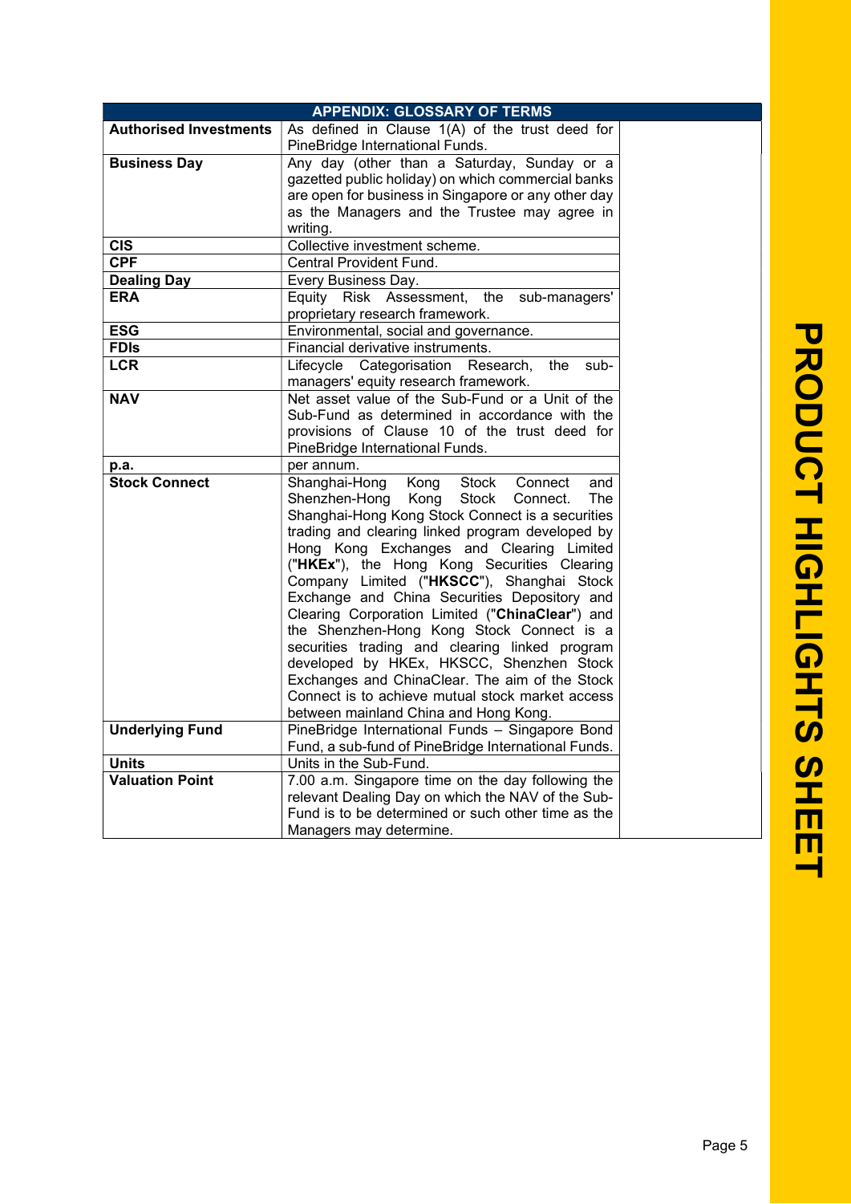## APPENDIX: GLOSSARY OF TERMS

| | |
|---|---|
| **Authorised Investments** | As defined in Clause 1(A) of the trust deed for PineBridge International Funds. |
| **Business Day** | Any day (other than a Saturday, Sunday or a gazetted public holiday) on which commercial banks are open for business in Singapore or any other day as the Managers and the Trustee may agree in writing. |
| **CIS** | Collective investment scheme. |
| **CPF** | Central Provident Fund. |
| **Dealing Day** | Every Business Day. |
| **ERA** | Equity Risk Assessment, the sub-managers' proprietary research framework. |
| **ESG** | Environmental, social and governance. |
| **FDIs** | Financial derivative instruments. |
| **LCR** | Lifecycle Categorisation Research, the sub-managers' equity research framework. |
| **NAV** | Net asset value of the Sub-Fund or a Unit of the Sub-Fund as determined in accordance with the provisions of Clause 10 of the trust deed for PineBridge International Funds. |
| **p.a.** | per annum. |
| **Stock Connect** | Shanghai-Hong Kong Stock Connect and Shenzhen-Hong Kong Stock Connect. The Shanghai-Hong Kong Stock Connect is a securities trading and clearing linked program developed by Hong Kong Exchanges and Clearing Limited ("**HKEx**"), the Hong Kong Securities Clearing Company Limited ("**HKSCC**"), Shanghai Stock Exchange and China Securities Depository and Clearing Corporation Limited ("**ChinaClear**") and the Shenzhen-Hong Kong Stock Connect is a securities trading and clearing linked program developed by HKEx, HKSCC, Shenzhen Stock Exchanges and ChinaClear. The aim of the Stock Connect is to achieve mutual stock market access between mainland China and Hong Kong. |
| **Underlying Fund** | PineBridge International Funds – Singapore Bond Fund, a sub-fund of PineBridge International Funds. |
| **Units** | Units in the Sub-Fund. |
| **Valuation Point** | 7.00 a.m. Singapore time on the day following the relevant Dealing Day on which the NAV of the Sub-Fund is to be determined or such other time as the Managers may determine. |

PRODUCT HIGHLIGHTS SHEET